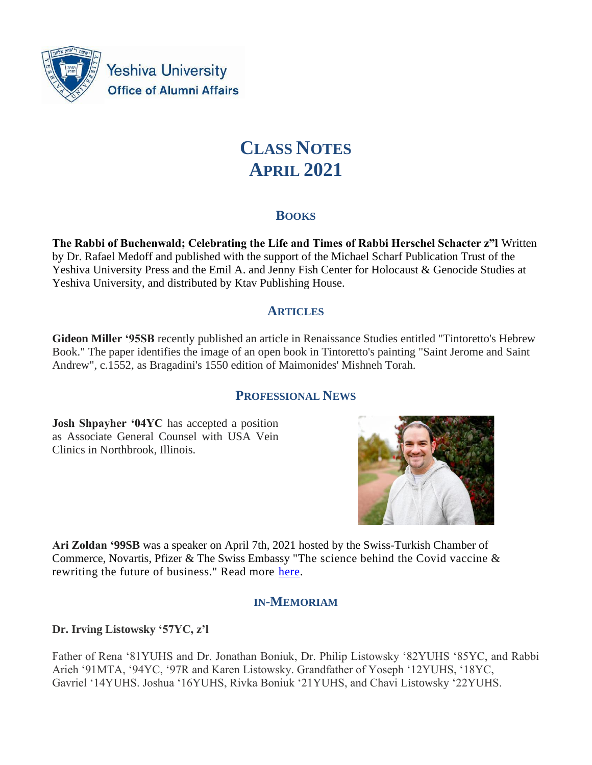Yeshiva University
Office of Alumni Affairs

# CLASS NOTES
# APRIL 2021

## BOOKS

**The Rabbi of Buchenwald; Celebrating the Life and Times of Rabbi Herschel Schacter z"l** Written by Dr. Rafael Medoff and published with the support of the Michael Scharf Publication Trust of the Yeshiva University Press and the Emil A. and Jenny Fish Center for Holocaust & Genocide Studies at Yeshiva University, and distributed by Ktav Publishing House.

## ARTICLES

**Gideon Miller '95SB** recently published an article in Renaissance Studies entitled "Tintoretto's Hebrew Book." The paper identifies the image of an open book in Tintoretto's painting "Saint Jerome and Saint Andrew", c.1552, as Bragadini's 1550 edition of Maimonides' Mishneh Torah.

## PROFESSIONAL NEWS

**Josh Shpayher '04YC** has accepted a position as Associate General Counsel with USA Vein Clinics in Northbrook, Illinois.

**Ari Zoldan '99SB** was a speaker on April 7th, 2021 hosted by the Swiss-Turkish Chamber of Commerce, Novartis, Pfizer & The Swiss Embassy "The science behind the Covid vaccine & rewriting the future of business." Read more here.

## IN-MEMORIAM

**Dr. Irving Listowsky '57YC, z'l**

Father of Rena '81YUHS and Dr. Jonathan Boniuk, Dr. Philip Listowsky '82YUHS '85YC, and Rabbi Arieh '91MTA, '94YC, '97R and Karen Listowsky. Grandfather of Yoseph '12YUHS, '18YC, Gavriel '14YUHS. Joshua '16YUHS, Rivka Boniuk '21YUHS, and Chavi Listowsky '22YUHS.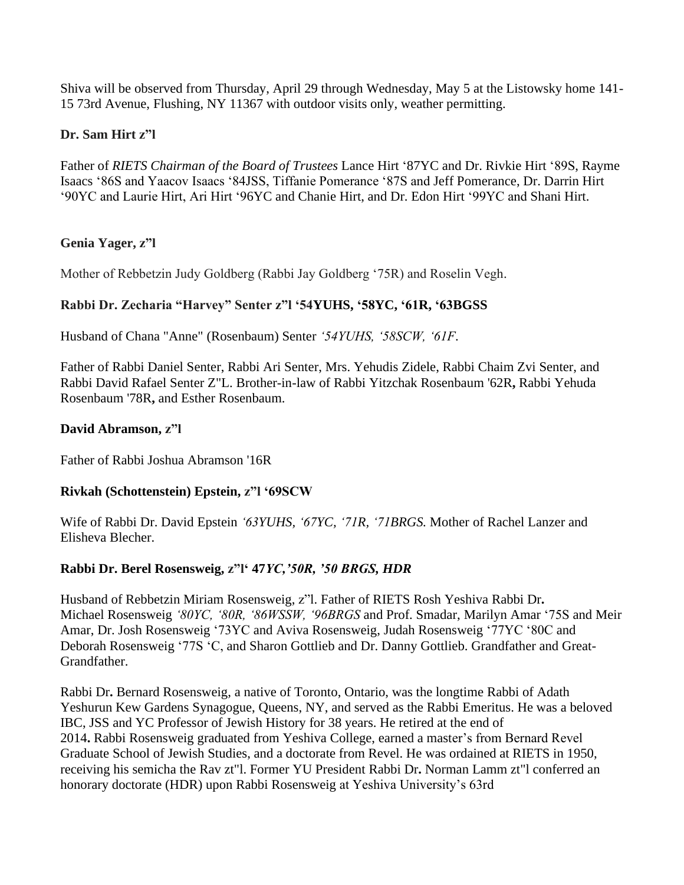Shiva will be observed from Thursday, April 29 through Wednesday, May 5 at the Listowsky home 141-15 73rd Avenue, Flushing, NY 11367 with outdoor visits only, weather permitting.

**Dr. Sam Hirt z"l**

Father of *RIETS Chairman of the Board of Trustees* Lance Hirt '87YC and Dr. Rivkie Hirt '89S, Rayme Isaacs '86S and Yaacov Isaacs '84JSS, Tiffanie Pomerance '87S and Jeff Pomerance, Dr. Darrin Hirt '90YC and Laurie Hirt, Ari Hirt '96YC and Chanie Hirt, and Dr. Edon Hirt '99YC and Shani Hirt.

**Genia Yager, z"l**

Mother of Rebbetzin Judy Goldberg (Rabbi Jay Goldberg '75R) and Roselin Vegh.

**Rabbi Dr. Zecharia "Harvey" Senter z"l '54YUHS, '58YC, '61R, '63BGSS**

Husband of Chana "Anne" (Rosenbaum) Senter *'54YUHS, '58SCW, '61F.*

Father of Rabbi Daniel Senter, Rabbi Ari Senter, Mrs. Yehudis Zidele, Rabbi Chaim Zvi Senter, and Rabbi David Rafael Senter Z"L. Brother-in-law of Rabbi Yitzchak Rosenbaum '62R**,** Rabbi Yehuda Rosenbaum '78R**,** and Esther Rosenbaum.

**David Abramson, z"l**

Father of Rabbi Joshua Abramson '16R

**Rivkah (Schottenstein) Epstein, z"l '69SCW**

Wife of Rabbi Dr. David Epstein *'63YUHS, '67YC, '71R, '71BRGS.* Mother of Rachel Lanzer and Elisheva Blecher.

**Rabbi Dr. Berel Rosensweig, z"l' 47*YC,'50R, '50 BRGS, HDR***

Husband of Rebbetzin Miriam Rosensweig, z"l. Father of RIETS Rosh Yeshiva Rabbi Dr**.** Michael Rosensweig *'80YC, '80R, '86WSSW, '96BRGS* and Prof. Smadar, Marilyn Amar '75S and Meir Amar, Dr. Josh Rosensweig '73YC and Aviva Rosensweig, Judah Rosensweig '77YC '80C and Deborah Rosensweig '77S 'C, and Sharon Gottlieb and Dr. Danny Gottlieb. Grandfather and Great-Grandfather.

Rabbi Dr**.** Bernard Rosensweig, a native of Toronto, Ontario, was the longtime Rabbi of Adath Yeshurun Kew Gardens Synagogue, Queens, NY, and served as the Rabbi Emeritus. He was a beloved IBC, JSS and YC Professor of Jewish History for 38 years. He retired at the end of 2014**.** Rabbi Rosensweig graduated from Yeshiva College, earned a master's from Bernard Revel Graduate School of Jewish Studies, and a doctorate from Revel. He was ordained at RIETS in 1950, receiving his semicha the Rav zt"l. Former YU President Rabbi Dr**.** Norman Lamm zt"l conferred an honorary doctorate (HDR) upon Rabbi Rosensweig at Yeshiva University's 63rd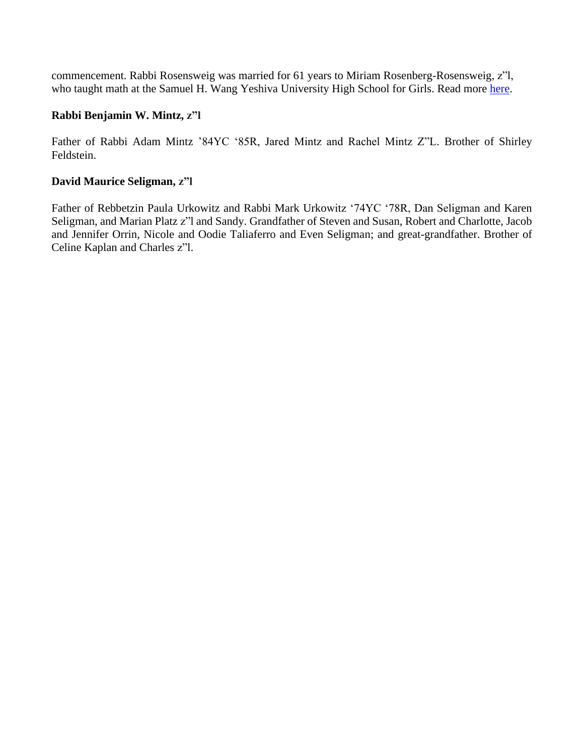commencement. Rabbi Rosensweig was married for 61 years to Miriam Rosenberg-Rosensweig, z"l, who taught math at the Samuel H. Wang Yeshiva University High School for Girls. Read more here.

**Rabbi Benjamin W. Mintz, z"l**

Father of Rabbi Adam Mintz '84YC '85R, Jared Mintz and Rachel Mintz Z"L. Brother of Shirley Feldstein.

**David Maurice Seligman, z"l**

Father of Rebbetzin Paula Urkowitz and Rabbi Mark Urkowitz '74YC '78R, Dan Seligman and Karen Seligman, and Marian Platz z"l and Sandy. Grandfather of Steven and Susan, Robert and Charlotte, Jacob and Jennifer Orrin, Nicole and Oodie Taliaferro and Even Seligman; and great-grandfather. Brother of Celine Kaplan and Charles z"l.